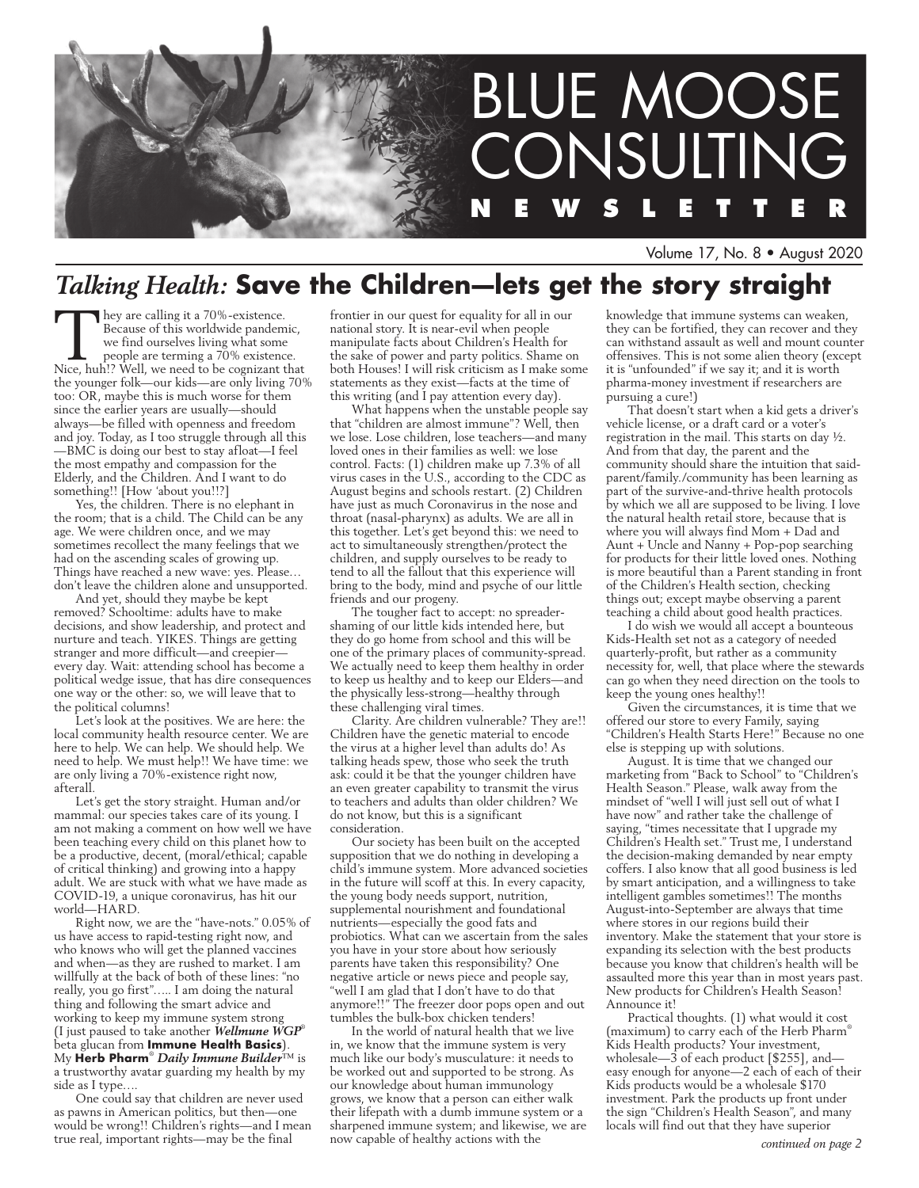# BLUE MOOSE CONSULTING NEWSLETTER

Volume 17, No. 8 • August 2020

## *Talking Health:* Save the Children—lets get the story straight

They are calling it a 70%-existence. Because of this worldwide pandemic, we find ourselves living what some people are terming a 70% existence. Nice, huh!? Well, we need to be cognizant that the younger folk—our kids—are only living 70% too: OR, maybe this is much worse for them since the earlier years are usually—should always—be filled with openness and freedom and joy. Today, as I too struggle through all this—BMC is doing our best to stay afloat—I feel the most empathy and compassion for the Elderly, and the Children. And I want to do something!! [How 'bout you!!?]

Yes, the children. There is no elephant in the room; that is a child. The Child can be any age. We were children once, and we may sometimes recollect the many feelings that we had on the ascending scales of growing up. Things have reached a new wave: yes. Please… don't leave the children alone and unsupported.

And yet, should they maybe be kept removed? Schooltime: adults have to make decisions, and show leadership, and protect and nurture and teach. YIKES. Things are getting stranger and more difficult—and creepier—every day. Wait: attending school has become a political wedge issue, that has dire consequences one way or the other: so, we will leave that to the political columns!

Let's look at the positives. We are here: the local community health resource center. We are here to help. We can help. We should help. We need to help. We must help!! We have time: we are only living a 70%-existence right now, afterall.

Let's get the story straight. Human and/or mammal: our species takes care of its young. I am not making a comment on how well we have been teaching every child on this planet how to be a productive, decent, (moral/ethical; capable of critical thinking) and growing into a happy adult. We are stuck with what we have made as COVID-19, a unique coronavirus, has hit our world—HARD.

Right now, we are the "have-nots." 0.05% of us have access to rapid-testing right now, and who knows who will get the planned vaccines and when—as they are rushed to market. I am willfully at the back of both of these lines: "no really, you go first"….. I am doing the natural thing and following the smart advice and working to keep my immune system strong (I just paused to take another ***Wellmune WGP***® beta glucan from **Immune Health Basics**). My **Herb Pharm**® ***Daily Immune Builder***™ is a trustworthy avatar guarding my health by my side as I type….

One could say that children are never used as pawns in American politics, but then—one would be wrong!! Children's rights—and I mean true real, important rights—may be the final frontier in our quest for equality for all in our national story. It is near-evil when people manipulate facts about Children's Health for the sake of power and party politics. Shame on both Houses! I will risk criticism as I make some statements as they exist—facts at the time of this writing (and I pay attention every day).

What happens when the unstable people say that "children are almost immune"? Well, then we lose. Lose children, lose teachers—and many loved ones in their families as well: we lose control. Facts: (1) children make up 7.3% of all virus cases in the U.S., according to the CDC as August begins and schools restart. (2) Children have just as much Coronavirus in the nose and throat (nasal-pharynx) as adults. We are all in this together. Let's get beyond this: we need to act to simultaneously strengthen/protect the children, and supply ourselves to be ready to tend to all the fallout that this experience will bring to the body, mind and psyche of our little friends and our progeny.

The tougher fact to accept: no spreader-shaming of our little kids intended here, but they do go home from school and this will be one of the primary places of community-spread. We actually need to keep them healthy in order to keep us healthy and to keep our Elders—and the physically less-strong—healthy through these challenging viral times.

Clarity. Are children vulnerable? They are!! Children have the genetic material to encode the virus at a higher level than adults do! As talking heads spew, those who seek the truth ask: could it be that the younger children have an even greater capability to transmit the virus to teachers and adults than older children? We do not know, but this is a significant consideration.

Our society has been built on the accepted supposition that we do nothing in developing a child's immune system. More advanced societies in the future will scoff at this. In every capacity, the young body needs support, nutrition, supplemental nourishment and foundational nutrients—especially the good fats and probiotics. What can we ascertain from the sales you have in your store about how seriously parents have taken this responsibility? One negative article or news piece and people say, "well I am glad that I don't have to do that anymore!!" The freezer door pops open and out tumbles the bulk-box chicken tenders!

In the world of natural health that we live in, we know that the immune system is very much like our body's musculature: it needs to be worked out and supported to be strong. As our knowledge about human immunology grows, we know that a person can either walk their lifepath with a dumb immune system or a sharpened immune system; and likewise, we are now capable of healthy actions with the knowledge that immune systems can weaken, they can be fortified, they can recover and they can withstand assault as well and mount counter offensives. This is not some alien theory (except it is "unfounded" if we say it; and it is worth pharma-money investment if researchers are pursuing a cure!)

That doesn't start when a kid gets a driver's vehicle license, or a draft card or a voter's registration in the mail. This starts on day ½. And from that day, the parent and the community should share the intuition that said-parent/family./community has been learning as part of the survive-and-thrive health protocols by which we all are supposed to be living. I love the natural health retail store, because that is where you will always find Mom + Dad and Aunt + Uncle and Nanny + Pop-pop searching for products for their little loved ones. Nothing is more beautiful than a Parent standing in front of the Children's Health section, checking things out; except maybe observing a parent teaching a child about good health practices.

I do wish we would all accept a bounteous Kids-Health set not as a category of needed quarterly-profit, but rather as a community necessity for, well, that place where the stewards can go when they need direction on the tools to keep the young ones healthy!!

Given the circumstances, it is time that we offered our store to every Family, saying "Children's Health Starts Here!" Because no one else is stepping up with solutions.

August. It is time that we changed our marketing from "Back to School" to "Children's Health Season." Please, walk away from the mindset of "well I will just sell out of what I have now" and rather take the challenge of saying, "times necessitate that I upgrade my Children's Health set." Trust me, I understand the decision-making demanded by near empty coffers. I also know that all good business is led by smart anticipation, and a willingness to take intelligent gambles sometimes!! The months August-into-September are always that time where stores in our regions build their inventory. Make the statement that your store is expanding its selection with the best products because you know that children's health will be assaulted more this year than in most years past. New products for Children's Health Season! Announce it!

Practical thoughts. (1) what would it cost (maximum) to carry each of the Herb Pharm® Kids Health products? Your investment, wholesale—3 of each product [$255], and—easy enough for anyone—2 each of each of their Kids products would be a wholesale $170 investment. Park the products up front under the sign "Children's Health Season", and many locals will find out that they have superior

*continued on page 2*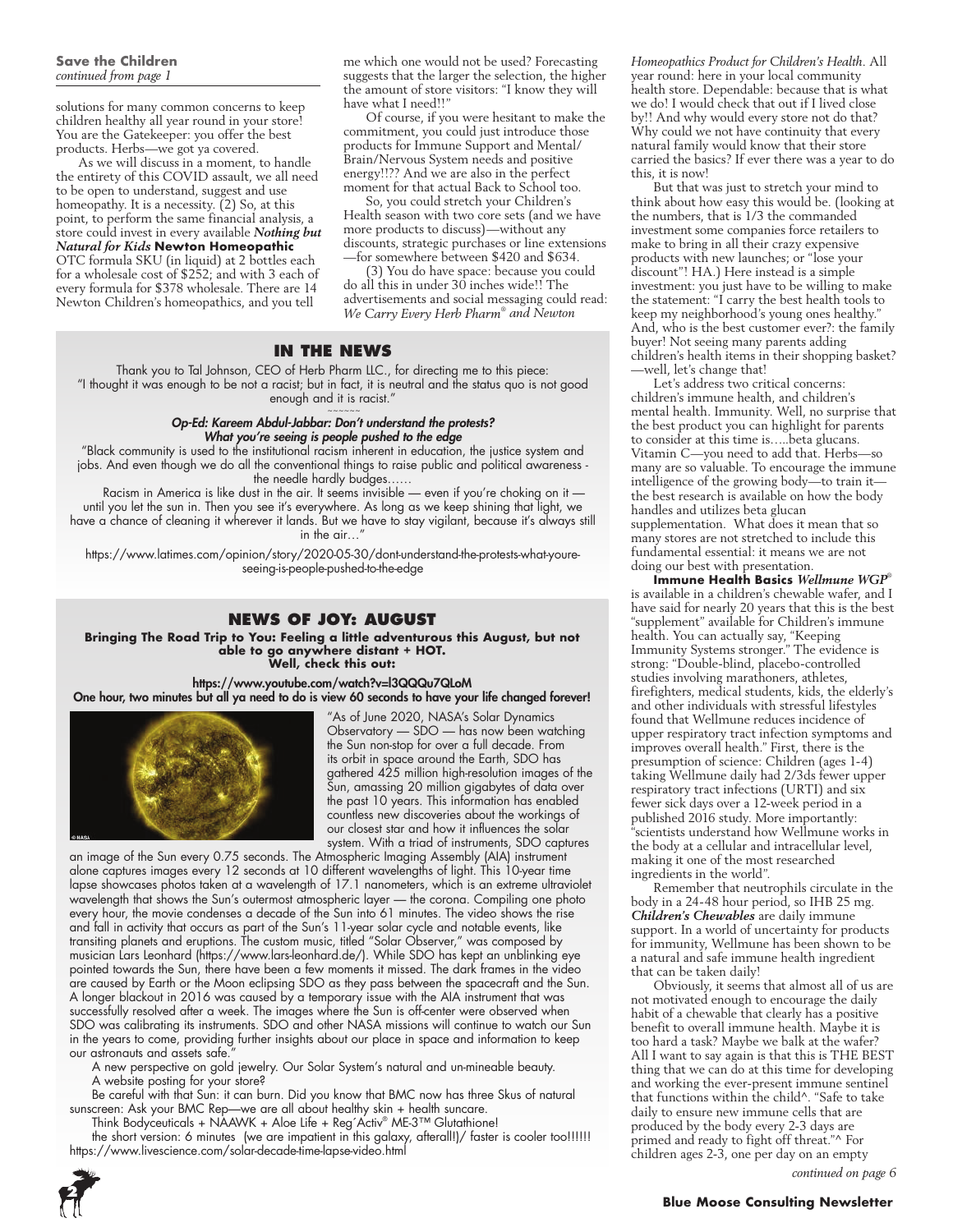**Save the Children**
*continued from page 1*

solutions for many common concerns to keep children healthy all year round in your store! You are the Gatekeeper: you offer the best products. Herbs—we got ya covered.

As we will discuss in a moment, to handle the entirety of this COVID assault, we all need to be open to understand, suggest and use homeopathy. It is a necessity. (2) So, at this point, to perform the same financial analysis, a store could invest in every available ***Nothing but Natural for Kids*** **Newton Homeopathic** OTC formula SKU (in liquid) at 2 bottles each for a wholesale cost of $252; and with 3 each of every formula for $378 wholesale. There are 14 Newton Children's homeopathics, and you tell me which one would not be used? Forecasting suggests that the larger the selection, the higher the amount of store visitors: "I know they will have what I need!!"

Of course, if you were hesitant to make the commitment, you could just introduce those products for Immune Support and Mental/Brain/Nervous System needs and positive energy!!?? And we are also in the perfect moment for that actual Back to School too.

So, you could stretch your Children's Health season with two core sets (and we have more products to discuss)—without any discounts, strategic purchases or line extensions—for somewhere between $420 and $634.

(3) You do have space: because you could do all this in under 30 inches wide!! The advertisements and social messaging could read: *We Carry Every Herb Pharm® and Newton Homeopathics Product for Children's Health*. All year round: here in your local community health store. Dependable: because that is what we do! I would check that out if I lived close by!! And why would every store not do that? Why could we not have continuity that every natural family would know that their store carried the basics? If ever there was a year to do this, it is now!

But that was just to stretch your mind to think about how easy this would be. (looking at the numbers, that is 1/3 the commanded investment some companies force retailers to make to bring in all their crazy expensive products with new launches; or "lose your discount"! HA.) Here instead is a simple investment: you just have to be willing to make the statement: "I carry the best health tools to keep my neighborhood's young ones healthy." And, who is the best customer ever?: the family buyer! Not seeing many parents adding children's health items in their shopping basket? —well, let's change that!

Let's address two critical concerns: children's immune health, and children's mental health. Immunity. Well, no surprise that the best product you can highlight for parents to consider at this time is.....beta glucans. Vitamin C—you need to add that. Herbs—so many are so valuable. To encourage the immune intelligence of the growing body—to train it—the best research is available on how the body handles and utilizes beta glucan supplementation. What does it mean that so many stores are not stretched to include this fundamental essential: it means we are not doing our best with presentation.

**Immune Health Basics** ***Wellmune WGP®*** is available in a children's chewable wafer, and I have said for nearly 20 years that this is the best "supplement" available for Children's immune health. You can actually say, "Keeping Immunity Systems stronger." The evidence is strong: "Double-blind, placebo-controlled studies involving marathoners, athletes, firefighters, medical students, kids, the elderly's and other individuals with stressful lifestyles found that Wellmune reduces incidence of upper respiratory tract infection symptoms and improves overall health." First, there is the presumption of science: Children (ages 1-4) taking Wellmune daily had 2/3ds fewer upper respiratory tract infections (URTI) and six fewer sick days over a 12-week period in a published 2016 study. More importantly: "scientists understand how Wellmune works in the body at a cellular and intracellular level, making it one of the most researched ingredients in the world".

Remember that neutrophils circulate in the body in a 24-48 hour period, so IHB 25 mg. ***Children's Chewables*** are daily immune support. In a world of uncertainty for products for immunity, Wellmune has been shown to be a natural and safe immune health ingredient that can be taken daily!

Obviously, it seems that almost all of us are not motivated enough to encourage the daily habit of a chewable that clearly has a positive benefit to overall immune health. Maybe it is too hard a task? Maybe we balk at the wafer? All I want to say again is that this is THE BEST thing that we can do at this time for developing and working the ever-present immune sentinel that functions within the child^. "Safe to take daily to ensure new immune cells that are produced by the body every 2-3 days are primed and ready to fight off threat."^ For children ages 2-3, one per day on an empty

*continued on page 6*

## IN THE NEWS

Thank you to Tal Johnson, CEO of Herb Pharm LLC., for directing me to this piece: "I thought it was enough to be not a racist; but in fact, it is neutral and the status quo is not good enough and it is racist."

~~~~~~

***Op-Ed: Kareem Abdul-Jabbar: Don't understand the protests? What you're seeing is people pushed to the edge***

"Black community is used to the institutional racism inherent in education, the justice system and jobs. And even though we do all the conventional things to raise public and political awareness - the needle hardly budges......

Racism in America is like dust in the air. It seems invisible — even if you're choking on it — until you let the sun in. Then you see it's everywhere. As long as we keep shining that light, we have a chance of cleaning it wherever it lands. But we have to stay vigilant, because it's always still in the air..."

https://www.latimes.com/opinion/story/2020-05-30/dont-understand-the-protests-what-youre-seeing-is-people-pushed-to-the-edge

## NEWS OF JOY: AUGUST

**Bringing The Road Trip to You: Feeling a little adventurous this August, but not able to go anywhere distant + HOT. Well, check this out:**

**https://www.youtube.com/watch?v=l3QQQu7QLoM**
**One hour, two minutes but all ya need to do is view 60 seconds to have your life changed forever!**

"As of June 2020, NASA's Solar Dynamics Observatory — SDO — has now been watching the Sun non-stop for over a full decade. From its orbit in space around the Earth, SDO has gathered 425 million high-resolution images of the Sun, amassing 20 million gigabytes of data over the past 10 years. This information has enabled countless new discoveries about the workings of our closest star and how it influences the solar system. With a triad of instruments, SDO captures an image of the Sun every 0.75 seconds. The Atmospheric Imaging Assembly (AIA) instrument alone captures images every 12 seconds at 10 different wavelengths of light. This 10-year time lapse showcases photos taken at a wavelength of 17.1 nanometers, which is an extreme ultraviolet wavelength that shows the Sun's outermost atmospheric layer — the corona. Compiling one photo every hour, the movie condenses a decade of the Sun into 61 minutes. The video shows the rise and fall in activity that occurs as part of the Sun's 11-year solar cycle and notable events, like transiting planets and eruptions. The custom music, titled "Solar Observer," was composed by musician Lars Leonhard (https://www.lars-leonhard.de/). While SDO has kept an unblinking eye pointed towards the Sun, there have been a few moments it missed. The dark frames in the video are caused by Earth or the Moon eclipsing SDO as they pass between the spacecraft and the Sun. A longer blackout in 2016 was caused by a temporary issue with the AIA instrument that was successfully resolved after a week. The images where the Sun is off-center were observed when SDO was calibrating its instruments. SDO and other NASA missions will continue to watch our Sun in the years to come, providing further insights about our place in space and information to keep our astronauts and assets safe."

A new perspective on gold jewelry. Our Solar System's natural and un-mineable beauty. A website posting for your store?

Be careful with that Sun: it can burn. Did you know that BMC now has three Skus of natural sunscreen: Ask your BMC Rep—we are all about healthy skin + health suncare.

Think Bodyceuticals + NAAWK + Aloe Life + Reg´Activ® ME-3™ Glutathione!

the short version: 6 minutes (we are impatient in this galaxy, afterall!)/ faster is cooler too!!!!!! https://www.livescience.com/solar-decade-time-lapse-video.html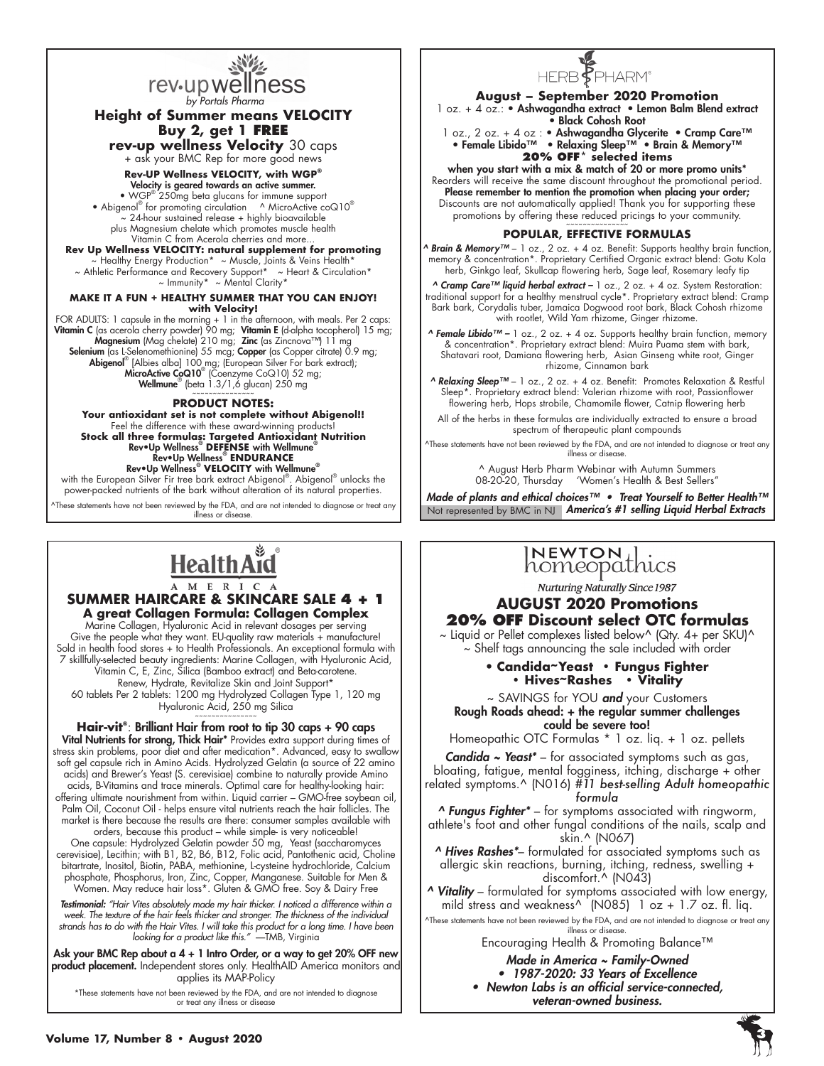# rev·up wellness

*by Portals Pharma*

## Height of Summer means VELOCITY

**Buy 2, get 1 FREE**

**rev-up wellness Velocity** 30 caps

+ ask your BMC Rep for more good news

**Rev-UP Wellness VELOCITY, with WGP®**

**Velocity is geared towards an active summer.**

• WGP® 250mg beta glucans for immune support

• Abigenol® for promoting circulation ^ MicroActive coQ10®

~ 24-hour sustained release + highly bioavailable

plus Magnesium chelate which promotes muscle health

Vitamin C from Acerola cherries and more...

**Rev Up Wellness VELOCITY: natural supplement for promoting**

~ Healthy Energy Production* ~ Muscle, Joints & Veins Health*

~ Athletic Performance and Recovery Support* ~ Heart & Circulation*

~ Immunity* ~ Mental Clarity*

**MAKE IT A FUN + HEALTHY SUMMER THAT YOU CAN ENJOY! with Velocity!**

FOR ADULTS: 1 capsule in the morning + 1 in the afternoon, with meals. Per 2 caps: **Vitamin C** (as acerola cherry powder) 90 mg; **Vitamin E** (d-alpha tocopherol) 15 mg; **Magnesium** (Mag chelate) 210 mg; **Zinc** (as Zincnova™) 11 mg **Selenium** (as L-Selenomethionine) 55 mcg; **Copper** (as Copper citrate) 0.9 mg; **Abigenol®** [Albies alba] 100 mg; (European Silver For bark extract); **MicroActive CoQ10®** (Coenzyme CoQ10) 52 mg; **Wellmune®** (beta 1.3/1,6 glucan) 250 mg

~~~~~~~~~~~~~~~

**PRODUCT NOTES:**

**Your antioxidant set is not complete without Abigenol!!**

Feel the difference with these award-winning products!

**Stock all three formulas: Targeted Antioxidant Nutrition**

**Rev•Up Wellness® DEFENSE with Wellmune®**

**Rev•Up Wellness® ENDURANCE**

**Rev•Up Wellness® VELOCITY with Wellmune®**

with the European Silver Fir tree bark extract Abigenol®. Abigenol® unlocks the power-packed nutrients of the bark without alteration of its natural properties.

^These statements have not been reviewed by the FDA, and are not intended to diagnose or treat any illness or disease.

# HERB PHARM®

**August – September 2020 Promotion**

1 oz. + 4 oz.: • **Ashwagandha extract** • **Lemon Balm Blend extract** • **Black Cohosh Root**

1 oz., 2 oz. + 4 oz : • **Ashwagandha Glycerite** • **Cramp Care™** • **Female Libido™** • **Relaxing Sleep™** • **Brain & Memory™**

**20% OFF* selected items**

**when you start with a mix & match of 20 or more promo units***

Reorders will receive the same discount throughout the promotional period. **Please remember to mention the promotion when placing your order;** Discounts are not automatically applied! Thank you for supporting these promotions by offering these reduced pricings to your community.

~~~~~~~~~~~~~~~

**POPULAR, EFFECTIVE FORMULAS**

***^ Brain & Memory™*** – 1 oz., 2 oz. + 4 oz. Benefit: Supports healthy brain function, memory & concentration*. Proprietary Certified Organic extract blend: Gotu Kola herb, Ginkgo leaf, Skullcap flowering herb, Sage leaf, Rosemary leafy tip

***^ Cramp Care™ liquid herbal extract –*** 1 oz., 2 oz. + 4 oz. System Restoration: traditional support for a healthy menstrual cycle*. Proprietary extract blend: Cramp Bark bark, Corydalis tuber, Jamaica Dogwood root bark, Black Cohosh rhizome with rootlet, Wild Yam rhizome, Ginger rhizome.

***^ Female Libido™ –*** 1 oz., 2 oz. + 4 oz. Supports healthy brain function, memory & concentration*. Proprietary extract blend: Muira Puama stem with bark, Shatavari root, Damiana flowering herb, Asian Ginseng white root, Ginger rhizome, Cinnamon bark

***^ Relaxing Sleep™*** – 1 oz., 2 oz. + 4 oz. Benefit: Promotes Relaxation & Restful Sleep*. Proprietary extract blend: Valerian rhizome with root, Passionflower flowering herb, Hops strobile, Chamomile flower, Catnip flowering herb

All of the herbs in these formulas are individually extracted to ensure a broad spectrum of therapeutic plant compounds

^These statements have not been reviewed by the FDA, and are not intended to diagnose or treat any illness or disease.

^ August Herb Pharm Webinar with Autumn Summers

08-20-20, Thursday 'Women's Health & Best Sellers"

***Made of plants and ethical choices™ • Treat Yourself to Better Health™***

Not represented by BMC in NJ ***America's #1 selling Liquid Herbal Extracts***

# HealthAid® AMERICA

## SUMMER HAIRCARE & SKINCARE SALE 4 + 1

**A great Collagen Formula: Collagen Complex**

Marine Collagen, Hyaluronic Acid in relevant dosages per serving

Give the people what they want. EU-quality raw materials + manufacture! Sold in health food stores + to Health Professionals. An exceptional formula with 7 skillfully-selected beauty ingredients: Marine Collagen, with Hyaluronic Acid, Vitamin C, E, Zinc, Silica (Bamboo extract) and Beta-carotene. Renew, Hydrate, Revitalize Skin and Joint Support*

60 tablets Per 2 tablets: 1200 mg Hydrolyzed Collagen Type 1, 120 mg Hyaluronic Acid, 250 mg Silica

~~~~~~~~~~~~~~~

**Hair-vit®: Brilliant Hair from root to tip 30 caps + 90 caps**

**Vital Nutrients for strong, Thick Hair*** Provides extra support during times of stress skin problems, poor diet and after medication*. Advanced, easy to swallow soft gel capsule rich in Amino Acids. Hydrolyzed Gelatin (a source of 22 amino acids) and Brewer's Yeast (S. cerevisiae) combine to naturally provide Amino acids, B-Vitamins and trace minerals. Optimal care for healthy-looking hair: offering ultimate nourishment from within. Liquid carrier – GMO-free soybean oil, Palm Oil, Coconut Oil - helps ensure vital nutrients reach the hair follicles. The market is there because the results are there: consumer samples available with orders, because this product – while simple- is very noticeable!

One capsule: Hydrolyzed Gelatin powder 50 mg, Yeast (saccharomyces cerevisiae), Lecithin; with B1, B2, B6, B12, Folic acid, Pantothenic acid, Choline bitartrate, Inositol, Biotin, PABA, methionine, L-cysteine hydrochloride, Calcium phosphate, Phosphorus, Iron, Zinc, Copper, Manganese. Suitable for Men & Women. May reduce hair loss*. Gluten & GMO free. Soy & Dairy Free

*Testimonial: "Hair Vites absolutely made my hair thicker. I noticed a difference within a week. The texture of the hair feels thicker and stronger. The thickness of the individual strands has to do with the Hair Vites. I will take this product for a long time. I have been looking for a product like this."* —TMB, Virginia

**Ask your BMC Rep about a 4 + 1 Intro Order, or a way to get 20% OFF new product placement.** Independent stores only. HealthAID America monitors and applies its MAP-Policy

*These statements have not been reviewed by the FDA, and are not intended to diagnose or treat any illness or disease

# NEWTON homeopathics

*Nurturing Naturally Since 1987*

## AUGUST 2020 Promotions

## 20% OFF Discount select OTC formulas

~ Liquid or Pellet complexes listed below^ (Qty. 4+ per SKU)^

~ Shelf tags announcing the sale included with order

**• Candida~Yeast • Fungus Fighter**
**• Hives~Rashes • Vitality**

~ SAVINGS for YOU ***and*** your Customers

**Rough Roads ahead: + the regular summer challenges could be severe too!**

Homeopathic OTC Formulas * 1 oz. liq. + 1 oz. pellets

***Candida ~ Yeast**** – for associated symptoms such as gas, bloating, fatigue, mental fogginess, itching, discharge + other related symptoms.^ (N016) *#11 best-selling Adult homeopathic formula*

***^ Fungus Fighter**** – for symptoms associated with ringworm, athlete's foot and other fungal conditions of the nails, scalp and skin.^ (N067)

***^ Hives Rashes****– formulated for associated symptoms such as allergic skin reactions, burning, itching, redness, swelling + discomfort.^ (N043)

***^ Vitality*** – formulated for symptoms associated with low energy, mild stress and weakness^ (N085) 1 oz + 1.7 oz. fl. liq.

^These statements have not been reviewed by the FDA, and are not intended to diagnose or treat any illness or disease.

Encouraging Health & Promoting Balance™

***Made in America ~ Family-Owned***

***• 1987-2020: 33 Years of Excellence***

***• Newton Labs is an official service-connected, veteran-owned business.***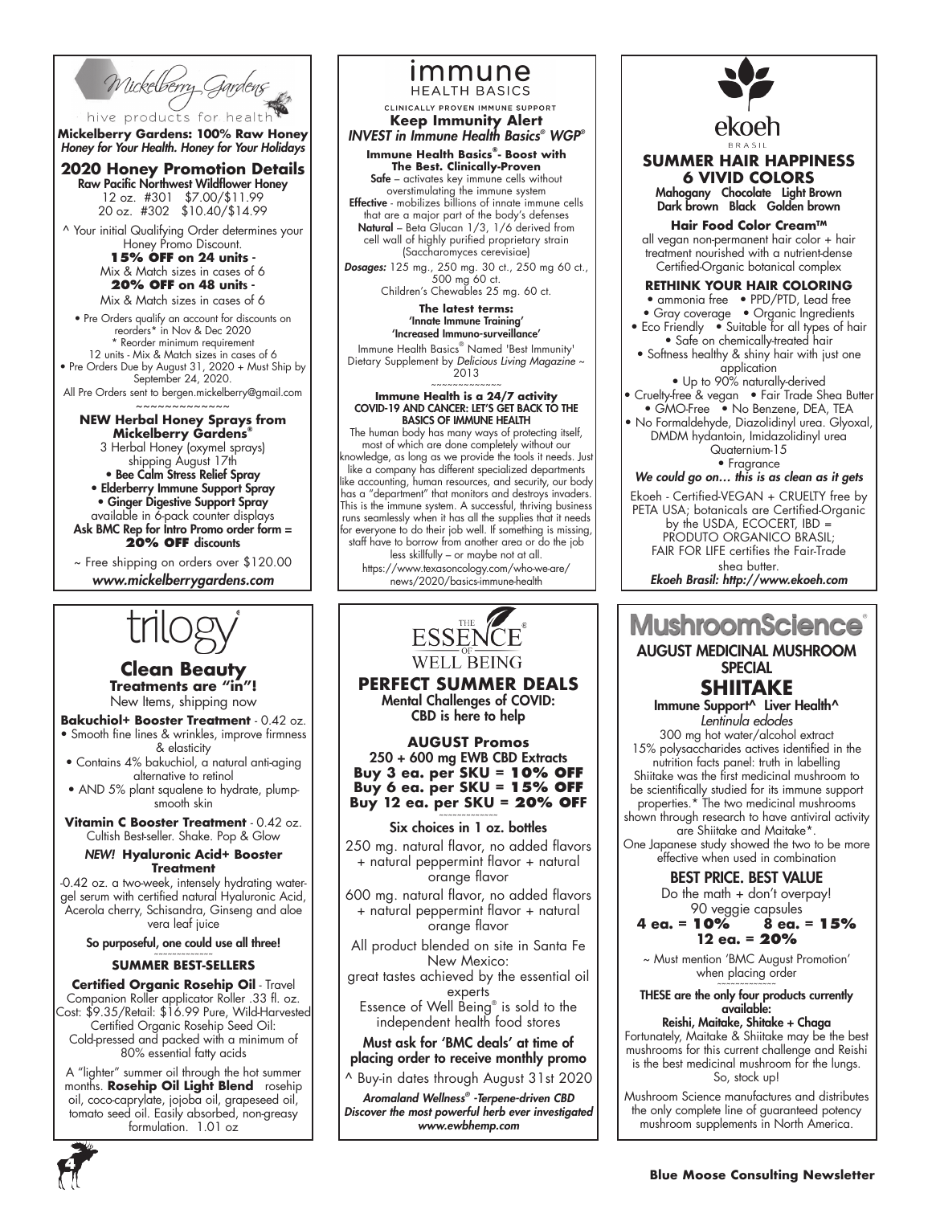Mickelberry Gardens

hive products for health

**Mickelberry Gardens: 100% Raw Honey**
*Honey for Your Health. Honey for Your Holidays*

## 2020 Honey Promotion Details

**Raw Pacific Northwest Wildflower Honey**
12 oz. #301 $7.00/$11.99
20 oz. #302 $10.40/$14.99

^ Your initial Qualifying Order determines your Honey Promo Discount.
**15% OFF on 24 units** - Mix & Match sizes in cases of 6
**20% OFF on 48 units** - Mix & Match sizes in cases of 6

- Pre Orders qualify an account for discounts on reorders* in Nov & Dec 2020
  * Reorder minimum requirement 12 units - Mix & Match sizes in cases of 6
- Pre Orders Due by August 31, 2020 + Must Ship by September 24, 2020.

All Pre Orders sent to bergen.mickelberry@gmail.com

~~~~~~~~~~~~~~

**NEW Herbal Honey Sprays from Mickelberry Gardens®**
3 Herbal Honey (oxymel sprays) shipping August 17th

- **Bee Calm Stress Relief Spray**
- **Elderberry Immune Support Spray**
- **Ginger Digestive Support Spray**

available in 6-pack counter displays
**Ask BMC Rep for Intro Promo order form = 20% OFF discounts**

~ Free shipping on orders over $120.00
***www.mickelberrygardens.com***

---

immune HEALTH BASICS

CLINICALLY PROVEN IMMUNE SUPPORT

**Keep Immunity Alert**
*INVEST in Immune Health Basics® WGP®*

**Immune Health Basics®- Boost with The Best. Clinically-Proven**

**Safe** – activates key immune cells without overstimulating the immune system
**Effective** - mobilizes billions of innate immune cells that are a major part of the body's defenses
**Natural** – Beta Glucan 1/3, 1/6 derived from cell wall of highly purified proprietary strain (Saccharomyces cerevisiae)

*Dosages:* 125 mg., 250 mg. 30 ct., 250 mg 60 ct., 500 mg 60 ct.
Children's Chewables 25 mg. 60 ct.

**The latest terms:**
**'Innate Immune Training'**
**'Increased Immuno-surveillance'**

Immune Health Basics® Named 'Best Immunity' Dietary Supplement by *Delicious Living Magazine* ~ 2013

~~~~~~~~~~~~~~

**Immune Health is a 24/7 activity**
**COVID-19 AND CANCER: LET'S GET BACK TO THE BASICS OF IMMUNE HEALTH**

The human body has many ways of protecting itself, most of which are done completely without our knowledge, as long as we provide the tools it needs. Just like a company has different specialized departments like accounting, human resources, and security, our body has a "department" that monitors and destroys invaders. This is the immune system. A successful, thriving business runs seamlessly when it has all the supplies that it needs for everyone to do their job well. If something is missing, staff have to borrow from another area or do the job less skillfully – or maybe not at all.
https://www.texasoncology.com/who-we-are/news/2020/basics-immune-health

---

ekoeh BRASIL

## SUMMER HAIR HAPPINESS 6 VIVID COLORS

**Mahogany Chocolate Light Brown Dark brown Black Golden brown**

**Hair Food Color Cream™**
all vegan non-permanent hair color + hair treatment nourished with a nutrient-dense Certified-Organic botanical complex

**RETHINK YOUR HAIR COLORING**

- ammonia free • PPD/PTD, Lead free
- Gray coverage • Organic Ingredients
- Eco Friendly • Suitable for all types of hair
- Safe on chemically-treated hair
- Softness healthy & shiny hair with just one application
- Up to 90% naturally-derived
- Cruelty-free & vegan • Fair Trade Shea Butter
- GMO-Free • No Benzene, DEA, TEA
- No Formaldehyde, Diazolidinyl urea. Glyoxal, DMDM hydantoin, Imidazolidinyl urea Quaternium-15
- Fragrance

*We could go on… this is as clean as it gets*

Ekoeh - Certified-VEGAN + CRUELTY free by PETA USA; botanicals are Certified-Organic by the USDA, ECOCERT, IBD = PRODUTO ORGANICO BRASIL; FAIR FOR LIFE certifies the Fair-Trade shea butter.
***Ekoeh Brasil: http://www.ekoeh.com***

---

trilogy

## Clean Beauty

**Treatments are "in"!**
New Items, shipping now

**Bakuchiol+ Booster Treatment** - 0.42 oz.

- Smooth fine lines & wrinkles, improve firmness & elasticity
- Contains 4% bakuchiol, a natural anti-aging alternative to retinol
- AND 5% plant squalene to hydrate, plump-smooth skin

**Vitamin C Booster Treatment** - 0.42 oz. Cultish Best-seller. Shake. Pop & Glow

***NEW!* Hyaluronic Acid+ Booster Treatment**
-0.42 oz. a two-week, intensely hydrating water-gel serum with certified natural Hyaluronic Acid, Acerola cherry, Schisandra, Ginseng and aloe vera leaf juice

**So purposeful, one could use all three!**

~~~~~~~~~~~~~~

**SUMMER BEST-SELLERS**

**Certified Organic Rosehip Oil** - Travel Companion Roller applicator Roller .33 fl. oz. Cost: $9.35/Retail: $16.99 Pure, Wild-Harvested Certified Organic Rosehip Seed Oil: Cold-pressed and packed with a minimum of 80% essential fatty acids

A "lighter" summer oil through the hot summer months. **Rosehip Oil Light Blend** rosehip oil, coco-caprylate, jojoba oil, grapeseed oil, tomato seed oil. Easily absorbed, non-greasy formulation. 1.01 oz

---

THE ESSENCE OF WELL BEING®

## PERFECT SUMMER DEALS

**Mental Challenges of COVID: CBD is here to help**

**AUGUST Promos**
**250 + 600 mg EWB CBD Extracts**
**Buy 3 ea. per SKU = 10% OFF**
**Buy 6 ea. per SKU = 15% OFF**
**Buy 12 ea. per SKU = 20% OFF**

~~~~~~~~~~~~~~

**Six choices in 1 oz. bottles**

250 mg. natural flavor, no added flavors + natural peppermint flavor + natural orange flavor

600 mg. natural flavor, no added flavors + natural peppermint flavor + natural orange flavor

All product blended on site in Santa Fe New Mexico:
great tastes achieved by the essential oil experts

Essence of Well Being® is sold to the independent health food stores

**Must ask for 'BMC deals' at time of placing order to receive monthly promo**

^ Buy-in dates through August 31st 2020

***Aromaland Wellness® -Terpene-driven CBD***
***Discover the most powerful herb ever investigated***
***www.ewbhemp.com***

---

MushroomScience®

## AUGUST MEDICINAL MUSHROOM SPECIAL

## SHIITAKE

**Immune Support^ Liver Health^**
*Lentinula edodes*

300 mg hot water/alcohol extract
15% polysaccharides actives identified in the nutrition facts panel: truth in labelling
Shiitake was the first medicinal mushroom to be scientifically studied for its immune support properties.* The two medicinal mushrooms shown through research to have antiviral activity are Shiitake and Maitake*.
One Japanese study showed the two to be more effective when used in combination

**BEST PRICE. BEST VALUE**
Do the math + don't overpay!
90 veggie capsules
**4 ea. = 10% 8 ea. = 15%**
**12 ea. = 20%**

~ Must mention 'BMC August Promotion' when placing order

~~~~~~~~~~~~~~

**THESE are the only four products currently available:**
**Reishi, Maitake, Shitake + Chaga**
Fortunately, Maitake & Shiitake may be the best mushrooms for this current challenge and Reishi is the best medicinal mushroom for the lungs. So, stock up!

Mushroom Science manufactures and distributes the only complete line of guaranteed potency mushroom supplements in North America.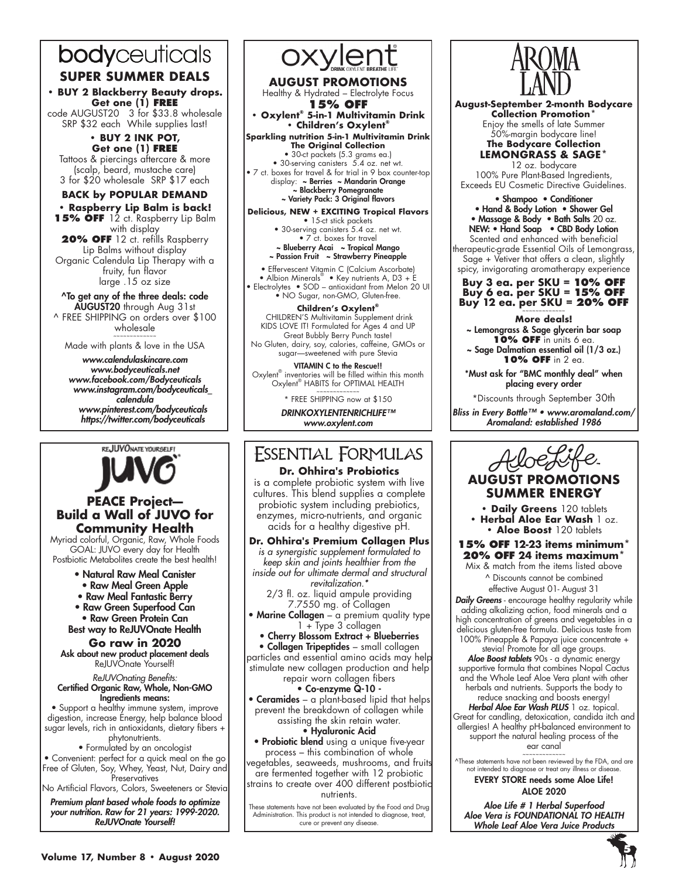# bodyceuticals

## SUPER SUMMER DEALS

• **BUY 2 Blackberry Beauty drops. Get one (1) FREE**
code AUGUST20 3 for $33.8 wholesale
SRP $32 each While supplies last!

• **BUY 2 INK POT, Get one (1) FREE**
Tattoos & piercings aftercare & more (scalp, beard, mustache care)
3 for $20 wholesale SRP $17 each

**BACK by POPULAR DEMAND**

• **Raspberry Lip Balm is back!**
**15% OFF** 12 ct. Raspberry Lip Balm with display
**20% OFF** 12 ct. refills Raspberry Lip Balms without display
Organic Calendula Lip Therapy with a fruity, fun flavor
large .15 oz size

^To get any of the three deals: code AUGUST20 through Aug 31st
^ FREE SHIPPING on orders over $100 wholesale

~~~~~~~~~~~~~~

Made with plants & love in the USA

*www.calendulaskincare.com*
*www.bodyceuticals.net*
*www.facebook.com/Bodyceuticals*
*www.instagram.com/bodyceuticals_calendula*
*www.pinterest.com/bodyceuticals*
*https://twitter.com/bodyceuticals*

# oxylent

DRINK OXYLENT BREATHE LIFE®

## AUGUST PROMOTIONS

Healthy & Hydrated – Electrolyte Focus

**15% OFF**

• **Oxylent® 5-in-1 Multivitamin Drink**
• **Children's Oxylent®**

**Sparkling nutrition 5-in-1 Multivitamin Drink**
**The Original Collection**

• 30-ct packets (5.3 grams ea.)
• 30-serving canisters 5.4 oz. net wt.
• 7 ct. boxes for travel & for trial in 9 box counter-top display: ~ Berries ~ Mandarin Orange ~ Blackberry Pomegranate ~ Variety Pack: 3 Original flavors

**Delicious, NEW + EXCITING Tropical Flavors**

• 15-ct stick packets
• 30-serving canisters 5.4 oz. net wt.
• 7 ct. boxes for travel
~ Blueberry Acai ~ Tropical Mango
~ Passion Fruit ~ Strawberry Pineapple

• Effervescent Vitamin C (Calcium Ascorbate)
• Albion Minerals® • Key nutrients A, D3 + E
• Electrolytes • SOD – antioxidant from Melon 20 UI
• NO Sugar, non-GMO, Gluten-free.

**Children's Oxylent®**
CHILDREN'S Multivitamin Supplement drink
KIDS LOVE IT! Formulated for Ages 4 and UP
Great Bubbly Berry Punch taste!
No Gluten, dairy, soy, calories, caffeine, GMOs or sugar—sweetened with pure Stevia

**VITAMIN C to the Rescue!!**
Oxylent® inventories will be filled within this month
Oxylent® HABITS for OPTIMAL HEALTH

~~~~~~~~~~~~~~

* FREE SHIPPING now at $150

*DRINKOXYLENTENRICHLIFE™*
*www.oxylent.com*

# AROMA LAND

**August-September 2-month Bodycare Collection Promotion***
Enjoy the smells of late Summer
50%-margin bodycare line!

**The Bodycare Collection**
**LEMONGRASS & SAGE***
12 oz. bodycare
100% Pure Plant-Based Ingredients,
Exceeds EU Cosmetic Directive Guidelines.

• Shampoo • Conditioner
• Hand & Body Lotion • Shower Gel
• Massage & Body • Bath Salts 20 oz.
NEW: • Hand Soap • CBD Body Lotion
Scented and enhanced with beneficial therapeutic-grade Essential Oils of Lemongrass, Sage + Vetiver that offers a clean, slightly spicy, invigorating aromatherapy experience

**Buy 3 ea. per SKU = 10% OFF**
**Buy 6 ea. per SKU = 15% OFF**
**Buy 12 ea. per SKU = 20% OFF**

~~~~~~~~~~~~~~

**More deals!**
~ Lemongrass & Sage glycerin bar soap **10% OFF** in units 6 ea.
~ Sage Dalmatian essential oil (1/3 oz.) **10% OFF** in 2 ea.

*Must ask for "BMC monthly deal" when placing every order

*Discounts through September 30th

*Bliss in Every Bottle™ • www.aromaland.com/*
*Aromaland: established 1986*

# JUVO

REJUVONATE YOURSELF!

## PEACE Project— Build a Wall of JUVO for Community Health

Myriad colorful, Organic, Raw, Whole Foods
GOAL: JUVO every day for Health
Postbiotic Metabolites create the best health!

• Natural Raw Meal Canister
• Raw Meal Green Apple
• Raw Meal Fantastic Berry
• Raw Green Superfood Can
• Raw Green Protein Can
Best way to ReJUVOnate Health

**Go raw in 2020**
Ask about new product placement deals
ReJUVOnate Yourself!

*ReJUVOnating Benefits:*
Certified Organic Raw, Whole, Non-GMO Ingredients means:

• Support a healthy immune system, improve digestion, increase Energy, help balance blood sugar levels, rich in antioxidants, dietary fibers + phytonutrients.
• Formulated by an oncologist
• Convenient: perfect for a quick meal on the go
Free of Gluten, Soy, Whey, Yeast, Nut, Dairy and Preservatives
No Artificial Flavors, Colors, Sweeteners or Stevia

***Premium plant based whole foods to optimize your nutrition. Raw for 21 years: 1999-2020. ReJUVOnate Yourself!***

# Essential Formulas

**Dr. Ohhira's Probiotics**
is a complete probiotic system with live cultures. This blend supplies a complete probiotic system including prebiotics, enzymes, micro-nutrients, and organic acids for a healthy digestive pH.

**Dr. Ohhira's Premium Collagen Plus** *is a synergistic supplement formulated to keep skin and joints healthier from the inside out for ultimate dermal and structural revitalization.**
2/3 fl. oz. liquid ampule providing 7.7550 mg. of Collagen

• **Marine Collagen** – a premium quality type 1 + Type 3 collagen
• **Cherry Blossom Extract + Blueberries**
• **Collagen Tripeptides** – small collagen particles and essential amino acids may help stimulate new collagen production and help repair worn collagen fibers
• **Co-enzyme Q-10** -
• **Ceramides** – a plant-based lipid that helps prevent the breakdown of collagen while assisting the skin retain water.
• **Hyaluronic Acid**
• **Probiotic blend** using a unique five-year process – this combination of whole vegetables, seaweeds, mushrooms, and fruits are fermented together with 12 probiotic strains to create over 400 different postbiotic nutrients.

These statements have not been evaluated by the Food and Drug Administration. This product is not intended to diagnose, treat, cure or prevent any disease.

# AloeLife

## AUGUST PROMOTIONS SUMMER ENERGY

• **Daily Greens** 120 tablets
• **Herbal Aloe Ear Wash** 1 oz.
• **Aloe Boost** 120 tablets

**15% OFF 12-23 items minimum***
**20% OFF 24 items maximum***

Mix & match from the items listed above
^ Discounts cannot be combined
effective August 01- August 31

***Daily Greens*** - encourage healthy regularity while adding alkalizing action, food minerals and a high concentration of greens and vegetables in a delicious gluten-free formula. Delicious taste from 100% Pineapple & Papaya juice concentrate + stevia! Promote for all age groups.

***Aloe Boost tablets*** 90s - a dynamic energy supportive formula that combines Nopal Cactus and the Whole Leaf Aloe Vera plant with other herbals and nutrients. Supports the body to reduce snacking and boosts energy!

***Herbal Aloe Ear Wash PLUS*** 1 oz. topical. Great for candling, detoxication, candida itch and allergies! A healthy pH-balanced environment to support the natural healing process of the ear canal

~~~~~~~~~~~~~~

^These statements have not been reviewed by the FDA, and are not intended to diagnose or treat any illness or disease.

EVERY STORE needs some Aloe Life!
ALOE 2020

***Aloe Life # 1 Herbal Superfood***
***Aloe Vera is FOUNDATIONAL TO HEALTH***
***Whole Leaf Aloe Vera Juice Products***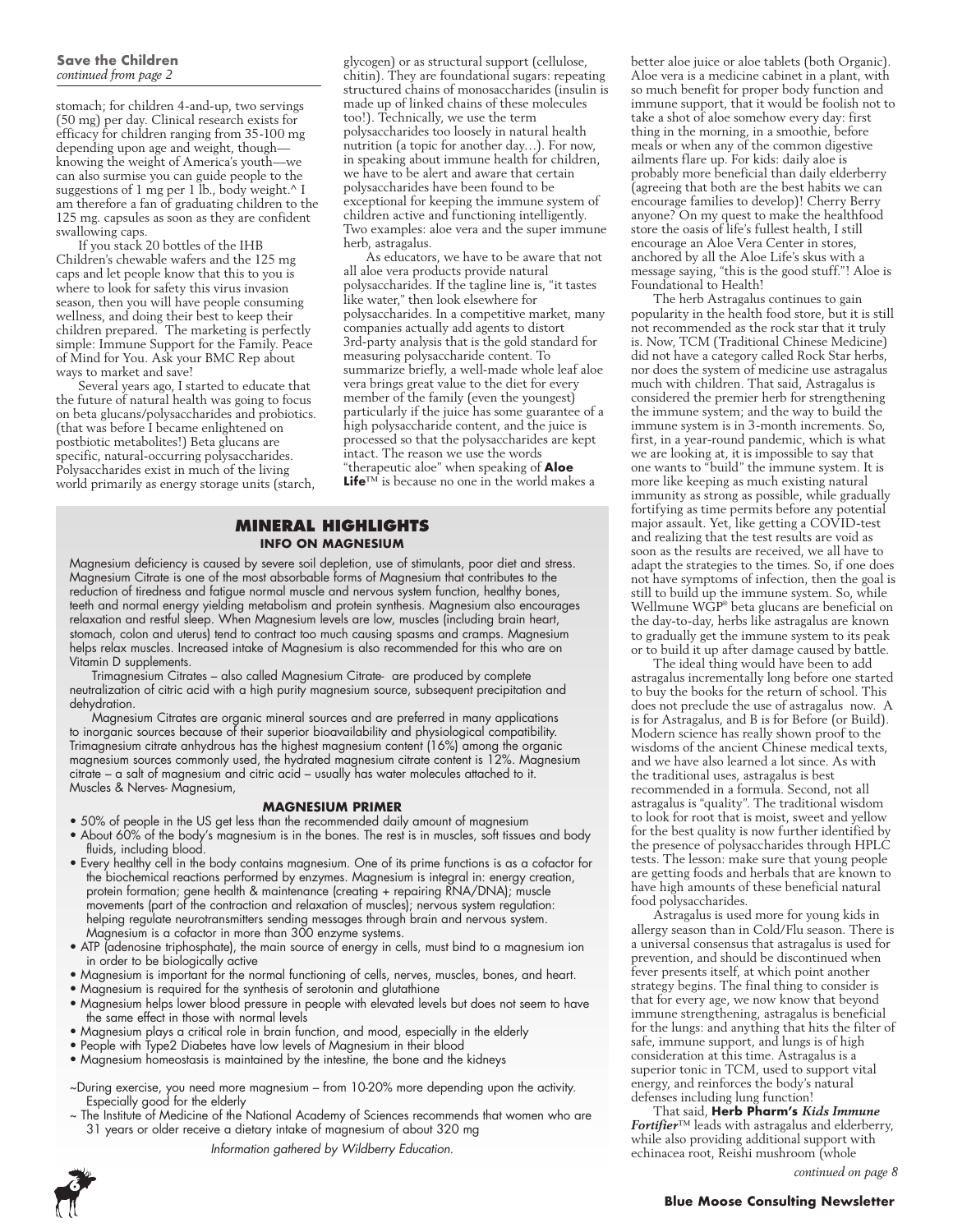**Save the Children**
*continued from page 2*

stomach; for children 4-and-up, two servings (50 mg) per day. Clinical research exists for efficacy for children ranging from 35-100 mg depending upon age and weight, though—knowing the weight of America's youth—we can also surmise you can guide people to the suggestions of 1 mg per 1 lb., body weight.^ I am therefore a fan of graduating children to the 125 mg. capsules as soon as they are confident swallowing caps.

If you stack 20 bottles of the IHB Children's chewable wafers and the 125 mg caps and let people know that this to you is where to look for safety this virus invasion season, then you will have people consuming wellness, and doing their best to keep their children prepared. The marketing is perfectly simple: Immune Support for the Family. Peace of Mind for You. Ask your BMC Rep about ways to market and save!

Several years ago, I started to educate that the future of natural health was going to focus on beta glucans/polysaccharides and probiotics. (that was before I became enlightened on postbiotic metabolites!) Beta glucans are specific, natural-occurring polysaccharides. Polysaccharides exist in much of the living world primarily as energy storage units (starch, glycogen) or as structural support (cellulose, chitin). They are foundational sugars: repeating structured chains of monosaccharides (insulin is made up of linked chains of these molecules too!). Technically, we use the term polysaccharides too loosely in natural health nutrition (a topic for another day…). For now, in speaking about immune health for children, we have to be alert and aware that certain polysaccharides have been found to be exceptional for keeping the immune system of children active and functioning intelligently. Two examples: aloe vera and the super immune herb, astragalus.

As educators, we have to be aware that not all aloe vera products provide natural polysaccharides. If the tagline line is, "it tastes like water," then look elsewhere for polysaccharides. In a competitive market, many companies actually add agents to distort 3rd-party analysis that is the gold standard for measuring polysaccharide content. To summarize briefly, a well-made whole leaf aloe vera brings great value to the diet for every member of the family (even the youngest) particularly if the juice has some guarantee of a high polysaccharide content, and the juice is processed so that the polysaccharides are kept intact. The reason we use the words "therapeutic aloe" when speaking of **Aloe Life**™ is because no one in the world makes a better aloe juice or aloe tablets (both Organic). Aloe vera is a medicine cabinet in a plant, with so much benefit for proper body function and immune support, that it would be foolish not to take a shot of aloe somehow every day: first thing in the morning, in a smoothie, before meals or when any of the common digestive ailments flare up. For kids: daily aloe is probably more beneficial than daily elderberry (agreeing that both are the best habits we can encourage families to develop)! Cherry Berry anyone? On my quest to make the healthfood store the oasis of life's fullest health, I still encourage an Aloe Vera Center in stores, anchored by all the Aloe Life's skus with a message saying, "this is the good stuff."! Aloe is Foundational to Health!

The herb Astragalus continues to gain popularity in the health food store, but it is still not recommended as the rock star that it truly is. Now, TCM (Traditional Chinese Medicine) did not have a category called Rock Star herbs, nor does the system of medicine use astragalus much with children. That said, Astragalus is considered the premier herb for strengthening the immune system; and the way to build the immune system is in 3-month increments. So, first, in a year-round pandemic, which is what we are looking at, it is impossible to say that one wants to "build" the immune system. It is more like keeping as much existing natural immunity as strong as possible, while gradually fortifying as time permits before any potential major assault. Yet, like getting a COVID-test and realizing that the test results are void as soon as the results are received, we all have to adapt the strategies to the times. So, if one does not have symptoms of infection, then the goal is still to build up the immune system. So, while Wellmune WGP® beta glucans are beneficial on the day-to-day, herbs like astragalus are known to gradually get the immune system to its peak or to build it up after damage caused by battle.

The ideal thing would have been to add astragalus incrementally long before one started to buy the books for the return of school. This does not preclude the use of astragalus now. A is for Astragalus, and B is for Before (or Build). Modern science has really shown proof to the wisdoms of the ancient Chinese medical texts, and we have also learned a lot since. As with the traditional uses, astragalus is best recommended in a formula. Second, not all astragalus is "quality". The traditional wisdom to look for root that is moist, sweet and yellow for the best quality is now further identified by the presence of polysaccharides through HPLC tests. The lesson: make sure that young people are getting foods and herbals that are known to have high amounts of these beneficial natural food polysaccharides.

Astragalus is used more for young kids in allergy season than in Cold/Flu season. There is a universal consensus that astragalus is used for prevention, and should be discontinued when fever presents itself, at which point another strategy begins. The final thing to consider is that for every age, we now know that beyond immune strengthening, astragalus is beneficial for the lungs: and anything that hits the filter of safe, immune support, and lungs is of high consideration at this time. Astragalus is a superior tonic in TCM, used to support vital energy, and reinforces the body's natural defenses including lung function!

That said, **Herb Pharm's *Kids Immune Fortifier***™ leads with astragalus and elderberry, while also providing additional support with echinacea root, Reishi mushroom (whole

*continued on page 8*

## MINERAL HIGHLIGHTS

### INFO ON MAGNESIUM

Magnesium deficiency is caused by severe soil depletion, use of stimulants, poor diet and stress. Magnesium Citrate is one of the most absorbable forms of Magnesium that contributes to the reduction of tiredness and fatigue normal muscle and nervous system function, healthy bones, teeth and normal energy yielding metabolism and protein synthesis. Magnesium also encourages relaxation and restful sleep. When Magnesium levels are low, muscles (including brain heart, stomach, colon and uterus) tend to contract too much causing spasms and cramps. Magnesium helps relax muscles. Increased intake of Magnesium is also recommended for this who are on Vitamin D supplements.

Trimagnesium Citrates – also called Magnesium Citrate- are produced by complete neutralization of citric acid with a high purity magnesium source, subsequent precipitation and dehydration.

Magnesium Citrates are organic mineral sources and are preferred in many applications to inorganic sources because of their superior bioavailability and physiological compatibility. Trimagnesium citrate anhydrous has the highest magnesium content (16%) among the organic magnesium sources commonly used, the hydrated magnesium citrate content is 12%. Magnesium citrate – a salt of magnesium and citric acid – usually has water molecules attached to it. Muscles & Nerves- Magnesium,

### MAGNESIUM PRIMER

- 50% of people in the US get less than the recommended daily amount of magnesium
- About 60% of the body's magnesium is in the bones. The rest is in muscles, soft tissues and body fluids, including blood.
- Every healthy cell in the body contains magnesium. One of its prime functions is as a cofactor for the biochemical reactions performed by enzymes. Magnesium is integral in: energy creation, protein formation; gene health & maintenance (creating + repairing RNA/DNA); muscle movements (part of the contraction and relaxation of muscles); nervous system regulation: helping regulate neurotransmitters sending messages through brain and nervous system. Magnesium is a cofactor in more than 300 enzyme systems.
- ATP (adenosine triphosphate), the main source of energy in cells, must bind to a magnesium ion in order to be biologically active
- Magnesium is important for the normal functioning of cells, nerves, muscles, bones, and heart.
- Magnesium is required for the synthesis of serotonin and glutathione
- Magnesium helps lower blood pressure in people with elevated levels but does not seem to have the same effect in those with normal levels
- Magnesium plays a critical role in brain function, and mood, especially in the elderly
- People with Type2 Diabetes have low levels of Magnesium in their blood
- Magnesium homeostasis is maintained by the intestine, the bone and the kidneys

~During exercise, you need more magnesium – from 10-20% more depending upon the activity. Especially good for the elderly

~ The Institute of Medicine of the National Academy of Sciences recommends that women who are 31 years or older receive a dietary intake of magnesium of about 320 mg

*Information gathered by Wildberry Education.*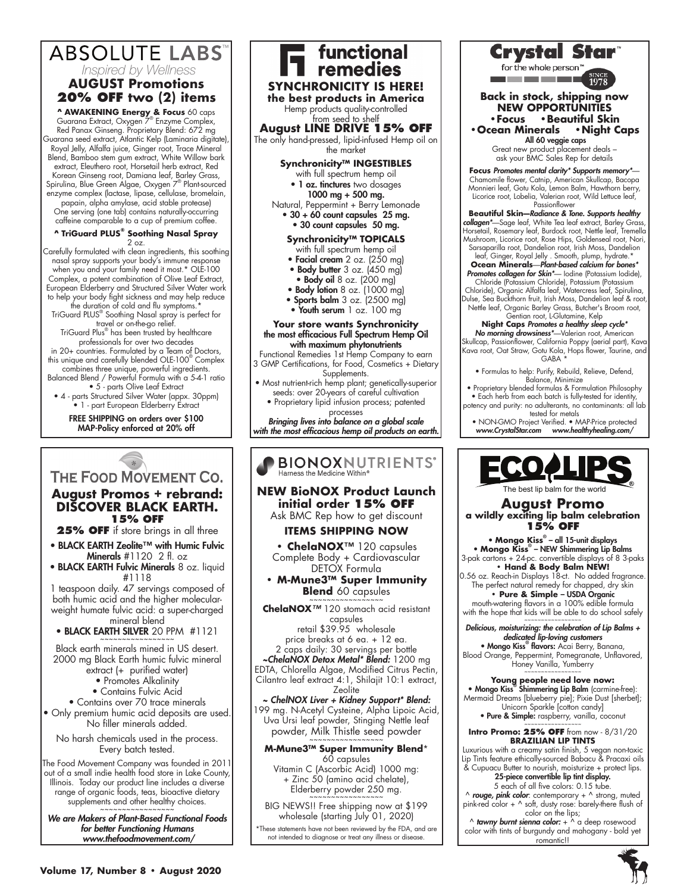# ABSOLUTE LABS™

*Inspired by Wellness*

## AUGUST Promotions
## 20% OFF two (2) items

**^ AWAKENING Energy & Focus** 60 caps
Guarana Extract, Oxygen 7® Enzyme Complex, Red Panax Ginseng. Proprietary Blend: 672 mg Guarana seed extract, Atlantic Kelp (Laminaria digitate), Royal Jelly, Alfalfa juice, Ginger root, Trace Mineral Blend, Bamboo stem gum extract, White Willow bark extract, Eleuthero root, Horsetail herb extract, Red Korean Ginseng root, Damiana leaf, Barley Grass, Spirulina, Blue Green Algae, Oxygen 7® Plant-sourced enzyme complex (lactase, lipase, cellulase, bromelain, papain, alpha amylase, acid stable protease)
One serving (one tab) contains naturally-occurring caffeine comparable to a cup of premium coffee.

**^ TriGuard PLUS® Soothing Nasal Spray**
2 oz.
Carefully formulated with clean ingredients, this soothing nasal spray supports your body's immune response when you and your family need it most.* OLE-100 Complex, a potent combination of Olive Leaf Extract, European Elderberry and Structured Silver Water work to help your body fight sickness and may help reduce the duration of cold and flu symptoms.*
TriGuard PLUS® Soothing Nasal spray is perfect for travel or on-the-go relief.
TriGuard Plus® has been trusted by healthcare professionals for over two decades in 20+ countries. Formulated by a Team of Doctors, this unique and carefully blended OLE-100® Complex combines three unique, powerful ingredients.
Balanced Blend / Powerful Formula with a 5-4-1 ratio
- 5 - parts Olive Leaf Extract
- 4 - parts Structured Silver Water (appx. 30ppm)
- 1 - part European Elderberry Extract

**FREE SHIPPING on orders over $100**
**MAP-Policy enforced at 20% off**

---

# functional remedies

## SYNCHRONICITY IS HERE!
**the best products in America**
Hemp products quality-controlled from seed to shelf

## August LINE DRIVE 15% OFF
The only hand-pressed, lipid-infused Hemp oil on the market

**Synchronicity™ INGESTIBLES**
with full spectrum hemp oil
- **1 oz. tinctures** two dosages **1000 mg + 500 mg.**

Natural, Peppermint + Berry Lemonade
- **30 + 60 count capsules 25 mg.**
- **30 count capsules 50 mg.**

**Synchronicity™ TOPICALS**
with full spectrum hemp oil
- **Facial cream** 2 oz. (250 mg)
- **Body butter** 3 oz. (450 mg)
- **Body oil** 8 oz. (200 mg)
- **Body lotion** 8 oz. (1000 mg)
- **Sports balm** 3 oz. (2500 mg)
- **Youth serum** 1 oz. 100 mg

**Your store wants Synchronicity**
**the most efficacious Full Spectrum Hemp Oil with maximum phytonutrients**
Functional Remedies 1st Hemp Company to earn 3 GMP Certifications, for Food, Cosmetics + Dietary Supplements.
- Most nutrient-rich hemp plant; genetically-superior seeds: over 20-years of careful cultivation
- Proprietary lipid infusion process; patented processes

***Bringing lives into balance on a global scale with the most efficacious hemp oil products on earth.***

---

# Crystal Star™
for the whole person™ SINCE 1978

**Back in stock, shipping now**
## NEW OPPORTUNITIES
**• Focus • Beautiful Skin**
**• Ocean Minerals • Night Caps**
**All 60 veggie caps**
Great new product placement deals – ask your BMC Sales Rep for details

**Focus** ***Promotes mental clarity* Supports memory****— Chamomile flower, Catnip, American Skullcap, Bacopa Monnieri leaf, Gotu Kola, Lemon Balm, Hawthorn berry, Licorice root, Lobelia, Valerian root, Wild Lettuce leaf, Passionflower

**Beautiful Skin—*Radiance & Tone. Supports healthy collagen****—Sage leaf, White Tea leaf extract, Barley Grass, Horsetail, Rosemary leaf, Burdock root, Nettle leaf, Tremella Mushroom, Licorice root, Rose Hips, Goldenseal root, Nori, Sarsaparilla root, Dandelion root, Irish Moss, Dandelion leaf, Ginger, Royal Jelly . Smooth, plump, hydrate.*

**Ocean Minerals**—***Plant-based calcium for bones* Promotes collagen for Skin****— Iodine (Potassium Iodide), Chloride (Potassium Chloride), Potassium (Potassium Chloride), Organic Alfalfa leaf, Watercress leaf, Spirulina, Dulse, Sea Buckthorn fruit, Irish Moss, Dandelion leaf & root, Nettle leaf, Organic Barley Grass, Butcher's Broom root, Gentian root, L-Glutamine, Kelp

**Night Caps** ***Promotes a healthy sleep cycle* No morning drowsiness****—Valerian root, American Skullcap, Passionflower, California Poppy (aerial part), Kava Kava root, Oat Straw, Gotu Kola, Hops flower, Taurine, and GABA *

- Formulas to help: Purify, Rebuild, Relieve, Defend, Balance, Minimize
- Proprietary blended formulas & Formulation Philosophy
- Each herb from each batch is fully-tested for identity, potency and purity: no adulterants, no contaminants: all lab tested for metals
- NON-GMO Project Verified. • MAP-Price protected

***www.CrystalStar.com www.healthyhealing.com/***

---

# THE FOOD MOVEMENT CO.

## August Promos + rebrand: DISCOVER BLACK EARTH.
## 15% OFF
**25% OFF** if store brings in all three

- **BLACK EARTH Zeolite™ with Humic Fulvic Minerals** #1120 2 fl. oz
- **BLACK EARTH Fulvic Minerals** 8 oz. liquid #1118

1 teaspoon daily. 47 servings composed of both humic acid and the higher molecular-weight humate fulvic acid: a super-charged mineral blend

- **BLACK EARTH SILVER** 20 PPM #1121

Black earth minerals mined in US desert. 2000 mg Black Earth humic fulvic mineral extract (+ purified water)
- Promotes Alkalinity
- Contains Fulvic Acid
- Contains over 70 trace minerals
- Only premium humic acid deposits are used. No filler minerals added.

No harsh chemicals used in the process. Every batch tested.

The Food Movement Company was founded in 2011 out of a small indie health food store in Lake County, Illinois. Today our product line includes a diverse range of organic foods, teas, bioactive dietary supplements and other healthy choices.

***We are Makers of Plant-Based Functional Foods for better Functioning Humans***
***www.thefoodmovement.com/***

---

# BIONOXNUTRIENTS®
Harness the Medicine Within®

## NEW BioNOX Product Launch
## initial order 15% OFF
Ask BMC Rep how to get discount

### ITEMS SHIPPING NOW

- **ChelaNOX™** 120 capsules
Complete Body + Cardiovascular DETOX Formula
- **M-Mune3™ Super Immunity Blend** 60 capsules

**ChelaNOX™** 120 stomach acid resistant capsules
retail $39.95 wholesale
price breaks at 6 ea. + 12 ea.
2 caps daily: 30 servings per bottle

***~ChelaNOX Detox Metal* Blend:*** 1200 mg EDTA, Chlorella Algae, Modified Citrus Pectin, Cilantro leaf extract 4:1, Shilajit 10:1 extract, Zeolite

***~ ChelNOX Liver + Kidney Support* Blend:*** 199 mg. N-Acetyl Cysteine, Alpha Lipoic Acid, Uva Ursi leaf powder, Stinging Nettle leaf powder, Milk Thistle seed powder

**M-Mune3™ Super Immunity Blend***
60 capsules
Vitamin C (Ascorbic Acid) 1000 mg: + Zinc 50 (amino acid chelate), Elderberry powder 250 mg.

BIG NEWS!! Free shipping now at $199 wholesale (starting July 01, 2020)

*These statements have not been reviewed by the FDA, and are not intended to diagnose or treat any illness or disease.

---

# ECO LIPS®
The best lip balm for the world

## August Promo
**a wildly exciting lip balm celebration**
## 15% OFF

- **Mongo Kiss® – all 15-unit displays**
- **Mongo Kiss® – NEW Shimmering Lip Balms**
3-pak cartons + 24-pc. convertible displays of 8 3-paks
- **Hand & Body Balm NEW!**
0.56 oz. Reach-in Displays 18-ct. No added fragrance. The perfect natural remedy for chapped, dry skin
- **Pure & Simple – USDA Organic**
mouth-watering flavors in a 100% edible formula with the hope that kids will be able to do school safely

***Delicious, moisturizing: the celebration of Lip Balms + dedicated lip-loving customers***

- **Mongo Kiss® flavors:** Acai Berry, Banana, Blood Orange, Peppermint, Pomegranate, Unflavored, Honey Vanilla, Yumberry

**Young people need love now:**
- **Mongo Kiss® Shimmering Lip Balm** (carmine-free): Mermaid Dreams [blueberry pie]; Pixie Dust [sherbet]; Unicorn Sparkle [cotton candy]
- **Pure & Simple:** raspberry, vanilla, coconut

**Intro Promo: 25% OFF** from now - 8/31/20
**BRAZILIAN LIP TINTS**
Luxurious with a creamy satin finish, 5 vegan non-toxic Lip Tints feature ethically-sourced Babacu & Pracaxi oils & Cupuacu Butter to nourish, moisturize + protect lips.
**25-piece convertible lip tint display.**
5 each of all five colors: 0.15 tube.
^ ***rouge, pink color***: contemporary + ^ strong, muted pink-red color + ^ soft, dusty rose: barely-there flush of color on the lips;
^ ***tawny burnt sienna color:*** + ^ a deep rosewood color with tints of burgundy and mahogany - bold yet romantic!!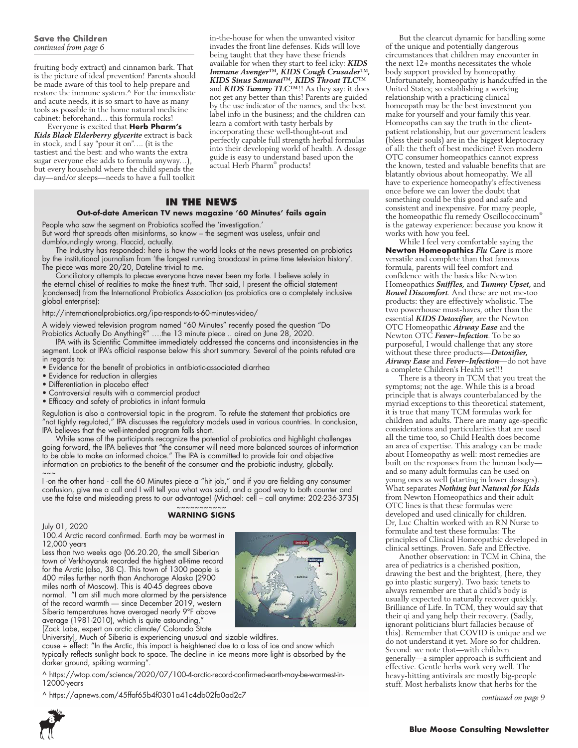**Save the Children**
*continued from page 6*

fruiting body extract) and cinnamon bark. That is the picture of ideal prevention! Parents should be made aware of this tool to help prepare and restore the immune system.^ For the immediate and acute needs, it is so smart to have as many tools as possible in the home natural medicine cabinet: beforehand… this formula rocks!

Everyone is excited that **Herb Pharm's** *Kids Black Elderberry glycerite* extract is back in stock, and I say "pour it on"…. (it is the tastiest and the best: and who wants the extra sugar everyone else adds to formula anyway…), but every household where the child spends the day—and/or sleeps—needs to have a full toolkit in-the-house for when the unwanted visitor invades the front line defenses. Kids will love being taught that they have these friends available for when they start to feel icky: ***KIDS Immune Avenger™, KIDS Cough Crusader™, KIDS Sinus Samurai™, KIDS Throat TLC™*** and ***KIDS Tummy TLC™***!! As they say: it does not get any better than this! Parents are guided by the use indicator of the names, and the best label info in the business; and the children can learn a comfort with tasty herbals by incorporating these well-thought-out and perfectly capable full strength herbal formulas into their developing world of health. A dosage guide is easy to understand based upon the actual Herb Pharm® products!

But the clearcut dynamic for handling some of the unique and potentially dangerous circumstances that children may encounter in the next 12+ months necessitates the whole body support provided by homeopathy. Unfortunately, homeopathy is handcuffed in the United States; so establishing a working relationship with a practicing clinical homeopath may be the best investment you make for yourself and your family this year. Homeopaths can say the truth in the client-patient relationship, but our government leaders (bless their souls) are in the biggest kleptocracy of all: the theft of best medicine! Even modern OTC consumer homeopathics cannot express the known, tested and valuable benefits that are blatantly obvious about homeopathy. We all have to experience homeopathy's effectiveness once before we can lower the doubt that something could be this good and safe and consistent and inexpensive. For many people, the homeopathic flu remedy Oscillococcinum® is the gateway experience: because you know it works with how you feel.

While I feel very comfortable saying the **Newton Homeopathics** ***Flu Care*** is more versatile and complete than that famous formula, parents will feel comfort and confidence with the basics like Newton Homeopathics ***Sniffles,*** and ***Tummy Upset,*** and ***Bowel Discomfort***. And these are not me-too products: they are effectively wholistic. The two powerhouse must-haves, other than the essential ***KIDS Detoxifier***, are the Newton OTC Homeopathic ***Airway Ease*** and the Newton OTC ***Fever~Infection***. To be so purposeful, I would challenge that any store without these three products—***Detoxifier, Airway Ease*** and ***Fever~Infection***—do not have a complete Children's Health set!!!

There is a theory in TCM that you treat the symptoms; not the age. While this is a broad principle that is always counterbalanced by the myriad exceptions to this theoretical statement, it is true that many TCM formulas work for children and adults. There are many age-specific considerations and particularities that are used all the time too, so Child Health does become an area of expertise. This analogy can be made about Homeopathy as well: most remedies are built on the responses from the human body—and so many adult formulas can be used on young ones as well (starting in lower dosages). What separates ***Nothing but Natural for Kids*** from Newton Homeopathics and their adult OTC lines is that these formulas were developed and used clinically for children. Dr, Luc Chaltin worked with an RN Nurse to formulate and test these formulas: The principles of Clinical Homeopathic developed in clinical settings. Proven. Safe and Effective.

Another observation: in TCM in China, the area of pediatrics is a cherished position, drawing the best and the brightest, (here, they go into plastic surgery). Two basic tenets to always remember are that a child's body is usually expected to naturally recover quickly. Brilliance of Life. In TCM, they would say that their qi and yang help their recovery. (Sadly, ignorant politicians blurt fallacies because of this). Remember that COVID is unique and we do not understand it yet. More so for children. Second: we note that—with children generally—a simpler approach is sufficient and effective. Gentle herbs work very well. The heavy-hitting antivirals are mostly big-people stuff. Most herbalists know that herbs for the

*continued on page 9*

## IN THE NEWS

### Out-of-date American TV news magazine '60 Minutes' fails again

People who saw the segment on Probiotics scoffed the 'investigation.'
But word that spreads often misinforms, so know – the segment was useless, unfair and dumbfoundingly wrong. Flaccid, actually.

The Industry has responded: here is how the world looks at the news presented on probiotics by the institutional journalism from 'the longest running broadcast in prime time television history'. The piece was more 20/20, Dateline trivial to me.

Conciliatory attempts to please everyone have never been my forte. I believe solely in the eternal chisel of realities to make the finest truth. That said, I present the official statement (condensed) from the International Probiotics Association (as probiotics are a completely inclusive global enterprise):

http://internationalprobiotics.org/ipa-responds-to-60-minutes-video/

A widely viewed television program named "60 Minutes" recently posed the question "Do Probiotics Actually Do Anything?" ….the 13 minute piece .. aired on June 28, 2020.

IPA with its Scientific Committee immediately addressed the concerns and inconsistencies in the segment. Look at IPA's official response below this short summary. Several of the points refuted are in regards to:

- Evidence for the benefit of probiotics in antibiotic-associated diarrhea
- Evidence for reduction in allergies
- Differentiation in placebo effect
- Controversial results with a commercial product
- Efficacy and safety of probiotics in infant formula

Regulation is also a controversial topic in the program. To refute the statement that probiotics are "not tightly regulated," IPA discusses the regulatory models used in various countries. In conclusion, IPA believes that the well-intended program falls short.

While some of the participants recognize the potential of probiotics and highlight challenges going forward, the IPA believes that "the consumer will need more balanced sources of information to be able to make an informed choice." The IPA is committed to provide fair and objective information on probiotics to the benefit of the consumer and the probiotic industry, globally.

~~~

I -on the other hand - call the 60 Minutes piece a "hit job," and if you are fielding any consumer confusion, give me a call and I will tell you what was said, and a good way to both counter and use the false and misleading press to our advantage! (Michael: cell – call anytime: 202-236-3735)

~~~~~~~~~~~

### WARNING SIGNS

July 01, 2020

100.4 Arctic record confirmed. Earth may be warmest in 12,000 years

Less than two weeks ago (06.20.20, the small Siberian town of Verkhoyansk recorded the highest all-time record for the Arctic (also, 38 C). This town of 1300 people is 400 miles further north than Anchorage Alaska (2900 miles north of Moscow). This is 40-45 degrees above normal. "I am still much more alarmed by the persistence of the record warmth — since December 2019, western Siberia temperatures have averaged nearly 9°F above average (1981-2010), which is quite astounding," [Zack Labe, expert on arctic climate/ Colorado State University], Much of Siberia is experiencing unusual and sizable wildfires.

cause + effect: "In the Arctic, this impact is heightened due to a loss of ice and snow which typically reflects sunlight back to space. The decline in ice means more light is absorbed by the darker ground, spiking warming".

^ https://wtop.com/science/2020/07/100-4-arctic-record-confirmed-earth-may-be-warmest-in-12000-years

^ https://apnews.com/45ffaf65b4f0301a41c4db02fa0ad2c7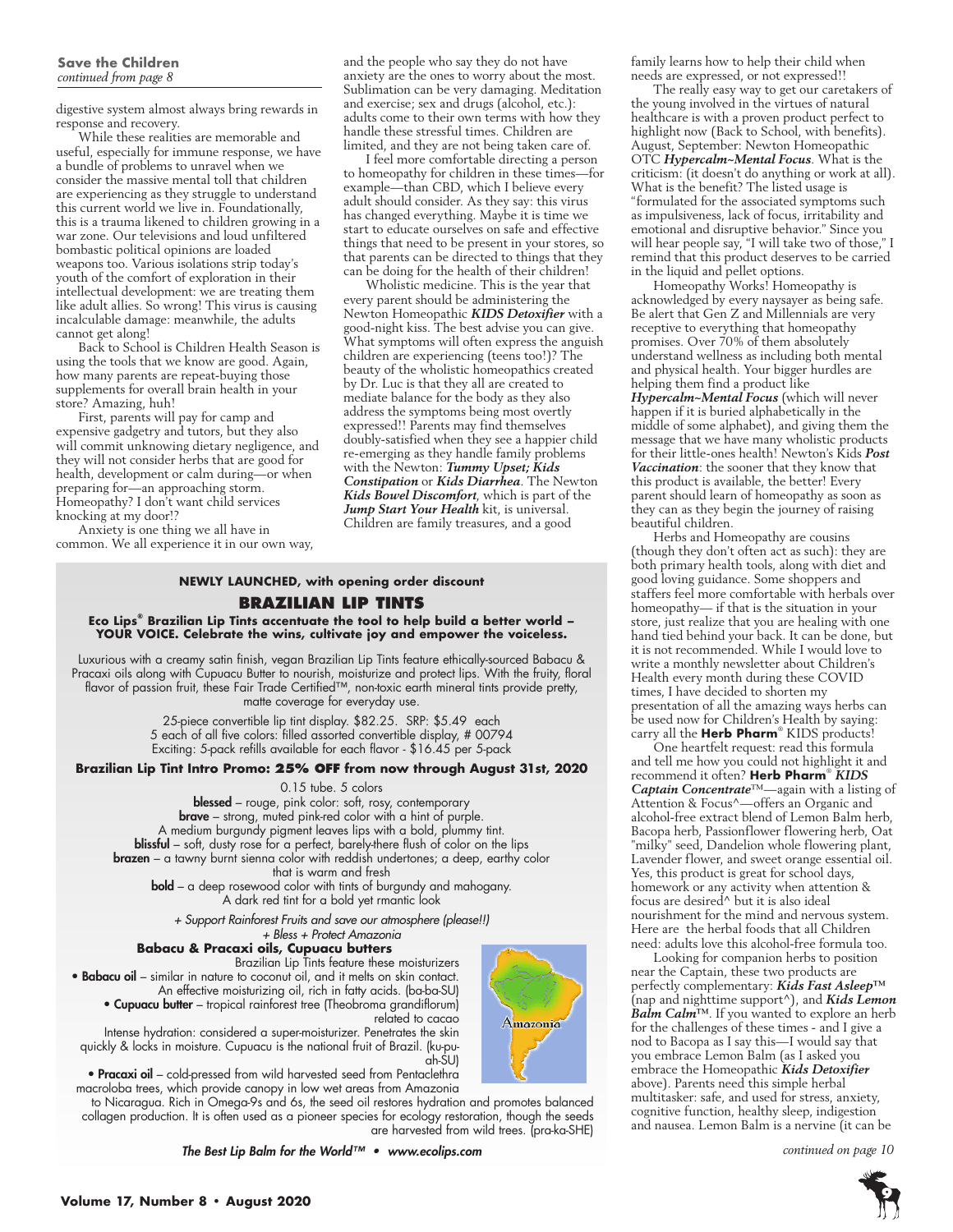**Save the Children**
*continued from page 8*

digestive system almost always bring rewards in response and recovery.

While these realities are memorable and useful, especially for immune response, we have a bundle of problems to unravel when we consider the massive mental toll that children are experiencing as they struggle to understand this current world we live in. Foundationally, this is a trauma likened to children growing in a war zone. Our televisions and loud unfiltered bombastic political opinions are loaded weapons too. Various isolations strip today's youth of the comfort of exploration in their intellectual development: we are treating them like adult allies. So wrong! This virus is causing incalculable damage: meanwhile, the adults cannot get along!

Back to School is Children Health Season is using the tools that we know are good. Again, how many parents are repeat-buying those supplements for overall brain health in your store? Amazing, huh!

First, parents will pay for camp and expensive gadgetry and tutors, but they also will commit unknowing dietary negligence, and they will not consider herbs that are good for health, development or calm during—or when preparing for—an approaching storm. Homeopathy? I don't want child services knocking at my door!?

Anxiety is one thing we all have in common. We all experience it in our own way, and the people who say they do not have anxiety are the ones to worry about the most. Sublimation can be very damaging. Meditation and exercise; sex and drugs (alcohol, etc.): adults come to their own terms with how they handle these stressful times. Children are limited, and they are not being taken care of.

I feel more comfortable directing a person to homeopathy for children in these times—for example—than CBD, which I believe every adult should consider. As they say: this virus has changed everything. Maybe it is time we start to educate ourselves on safe and effective things that need to be present in your stores, so that parents can be directed to things that they can be doing for the health of their children!

Wholistic medicine. This is the year that every parent should be administering the Newton Homeopathic ***KIDS Detoxifier*** with a good-night kiss. The best advise you can give. What symptoms will often express the anguish children are experiencing (teens too!)? The beauty of the wholistic homeopathics created by Dr. Luc is that they all are created to mediate balance for the body as they also address the symptoms being most overtly expressed!! Parents may find themselves doubly-satisfied when they see a happier child re-emerging as they handle family problems with the Newton: ***Tummy Upset; Kids Constipation*** or ***Kids Diarrhea***. The Newton ***Kids Bowel Discomfort***, which is part of the ***Jump Start Your Health*** kit, is universal. Children are family treasures, and a good family learns how to help their child when needs are expressed, or not expressed!!

The really easy way to get our caretakers of the young involved in the virtues of natural healthcare is with a proven product perfect to highlight now (Back to School, with benefits). August, September: Newton Homeopathic OTC ***Hypercalm~Mental Focus***. What is the criticism: (it doesn't do anything or work at all). What is the benefit? The listed usage is "formulated for the associated symptoms such as impulsiveness, lack of focus, irritability and emotional and disruptive behavior." Since you will hear people say, "I will take two of those," I remind that this product deserves to be carried in the liquid and pellet options.

Homeopathy Works! Homeopathy is acknowledged by every naysayer as being safe. Be alert that Gen Z and Millennials are very receptive to everything that homeopathy promises. Over 70% of them absolutely understand wellness as including both mental and physical health. Your bigger hurdles are helping them find a product like ***Hypercalm~Mental Focus*** (which will never happen if it is buried alphabetically in the middle of some alphabet), and giving them the message that we have many wholistic products for their little-ones health! Newton's Kids ***Post Vaccination***: the sooner that they know that this product is available, the better! Every parent should learn of homeopathy as soon as they can as they begin the journey of raising beautiful children.

Herbs and Homeopathy are cousins (though they don't often act as such): they are both primary health tools, along with diet and good loving guidance. Some shoppers and staffers feel more comfortable with herbals over homeopathy— if that is the situation in your store, just realize that you are healing with one hand tied behind your back. It can be done, but it is not recommended. While I would love to write a monthly newsletter about Children's Health every month during these COVID times, I have decided to shorten my presentation of all the amazing ways herbs can be used now for Children's Health by saying: carry all the **Herb Pharm**® KIDS products!

One heartfelt request: read this formula and tell me how you could not highlight it and recommend it often? **Herb Pharm**® ***KIDS Captain Concentrate***™—again with a listing of Attention & Focus^—offers an Organic and alcohol-free extract blend of Lemon Balm herb, Bacopa herb, Passionflower flowering herb, Oat "milky" seed, Dandelion whole flowering plant, Lavender flower, and sweet orange essential oil. Yes, this product is great for school days, homework or any activity when attention & focus are desired^ but it is also ideal nourishment for the mind and nervous system. Here are the herbal foods that all Children need: adults love this alcohol-free formula too.

Looking for companion herbs to position near the Captain, these two products are perfectly complementary: ***Kids Fast Asleep***™ (nap and nighttime support^), and ***Kids Lemon Balm Calm***™. If you wanted to explore an herb for the challenges of these times - and I give a nod to Bacopa as I say this—I would say that you embrace Lemon Balm (as I asked you embrace the Homeopathic ***Kids Detoxifier*** above). Parents need this simple herbal multitasker: safe, and used for stress, anxiety, cognitive function, healthy sleep, indigestion and nausea. Lemon Balm is a nervine (it can be

*continued on page 10*

---

**NEWLY LAUNCHED, with opening order discount**

## BRAZILIAN LIP TINTS

**Eco Lips® Brazilian Lip Tints accentuate the tool to help build a better world – YOUR VOICE. Celebrate the wins, cultivate joy and empower the voiceless.**

Luxurious with a creamy satin finish, vegan Brazilian Lip Tints feature ethically-sourced Babacu & Pracaxi oils along with Cupuacu Butter to nourish, moisturize and protect lips. With the fruity, floral flavor of passion fruit, these Fair Trade Certified™, non-toxic earth mineral tints provide pretty, matte coverage for everyday use.

25-piece convertible lip tint display. $82.25. SRP: $5.49 each
5 each of all five colors: filled assorted convertible display, # 00794
Exciting: 5-pack refills available for each flavor - $16.45 per 5-pack

**Brazilian Lip Tint Intro Promo: 25% OFF from now through August 31st, 2020**

0.15 tube. 5 colors

**blessed** – rouge, pink color: soft, rosy, contemporary
**brave** – strong, muted pink-red color with a hint of purple. A medium burgundy pigment leaves lips with a bold, plummy tint.
**blissful** – soft, dusty rose for a perfect, barely-there flush of color on the lips
**brazen** – a tawny burnt sienna color with reddish undertones; a deep, earthy color that is warm and fresh
**bold** – a deep rosewood color with tints of burgundy and mahogany. A dark red tint for a bold yet rmantic look

*+ Support Rainforest Fruits and save our atmosphere (please!!)*
*+ Bless + Protect Amazonia*

**Babacu & Pracaxi oils, Cupuacu butters**

Brazilian Lip Tints feature these moisturizers

- **Babacu oil** – similar in nature to coconut oil, and it melts on skin contact. An effective moisturizing oil, rich in fatty acids. (ba-ba-SU)
- **Cupuacu butter** – tropical rainforest tree (Theobroma grandiflorum) related to cacao. Intense hydration: considered a super-moisturizer. Penetrates the skin quickly & locks in moisture. Cupuacu is the national fruit of Brazil. (ku-pu-ah-SU)
- **Pracaxi oil** – cold-pressed from wild harvested seed from Pentaclethra macroloba trees, which provide canopy in low wet areas from Amazonia to Nicaragua. Rich in Omega-9s and 6s, the seed oil restores hydration and promotes balanced collagen production. It is often used as a pioneer species for ecology restoration, though the seeds are harvested from wild trees. (pra-ka-SHE)

Amazonia

*The Best Lip Balm for the World™ • www.ecolips.com*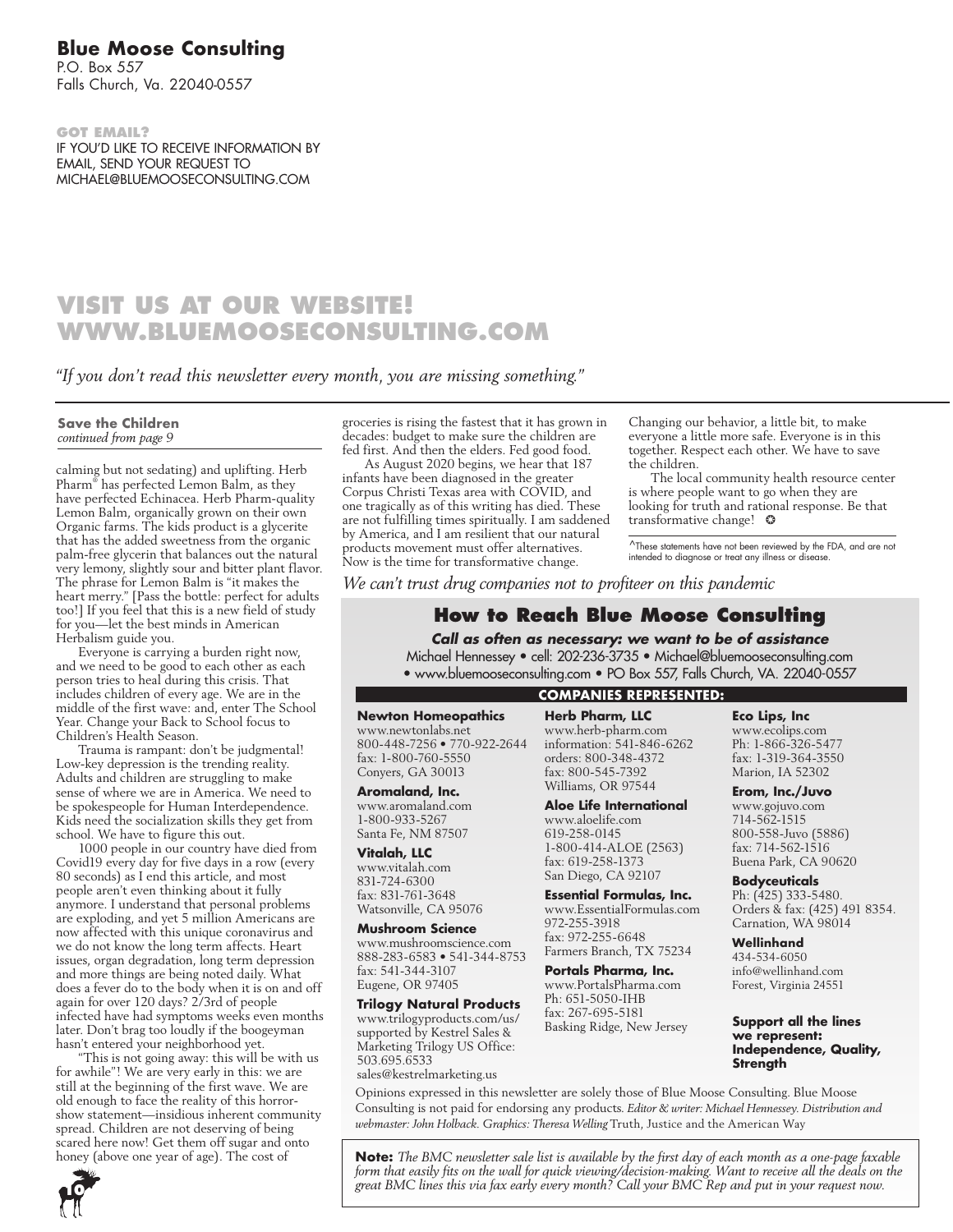## Blue Moose Consulting

P.O. Box 557
Falls Church, Va. 22040-0557

**GOT EMAIL?**
IF YOU'D LIKE TO RECEIVE INFORMATION BY EMAIL, SEND YOUR REQUEST TO MICHAEL@BLUEMOOSECONSULTING.COM

## VISIT US AT OUR WEBSITE! WWW.BLUEMOOSECONSULTING.COM

*"If you don't read this newsletter every month, you are missing something."*

**Save the Children**
*continued from page 9*

calming but not sedating) and uplifting. Herb Pharm® has perfected Lemon Balm, as they have perfected Echinacea. Herb Pharm-quality Lemon Balm, organically grown on their own Organic farms. The kids product is a glycerite that has the added sweetness from the organic palm-free glycerin that balances out the natural very lemony, slightly sour and bitter plant flavor. The phrase for Lemon Balm is "it makes the heart merry." [Pass the bottle: perfect for adults too!] If you feel that this is a new field of study for you—let the best minds in American Herbalism guide you.

Everyone is carrying a burden right now, and we need to be good to each other as each person tries to heal during this crisis. That includes children of every age. We are in the middle of the first wave: and, enter The School Year. Change your Back to School focus to Children's Health Season.

Trauma is rampant: don't be judgmental! Low-key depression is the trending reality. Adults and children are struggling to make sense of where we are in America. We need to be spokespeople for Human Interdependence. Kids need the socialization skills they get from school. We have to figure this out.

1000 people in our country have died from Covid19 every day for five days in a row (every 80 seconds) as I end this article, and most people aren't even thinking about it fully anymore. I understand that personal problems are exploding, and yet 5 million Americans are now affected with this unique coronavirus and we do not know the long term affects. Heart issues, organ degradation, long term depression and more things are being noted daily. What does a fever do to the body when it is on and off again for over 120 days? 2/3rd of people infected have had symptoms weeks even months later. Don't brag too loudly if the boogeyman hasn't entered your neighborhood yet.

"This is not going away: this will be with us for awhile"! We are very early in this: we are still at the beginning of the first wave. We are old enough to face the reality of this horror-show statement—insidious inherent community spread. Children are not deserving of being scared here now! Get them off sugar and onto honey (above one year of age). The cost of groceries is rising the fastest that it has grown in decades: budget to make sure the children are fed first. And then the elders. Fed good food.

As August 2020 begins, we hear that 187 infants have been diagnosed in the greater Corpus Christi Texas area with COVID, and one tragically as of this writing has died. These are not fulfilling times spiritually. I am saddened by America, and I am resilient that our natural products movement must offer alternatives. Now is the time for transformative change.

Changing our behavior, a little bit, to make everyone a little more safe. Everyone is in this together. Respect each other. We have to save the children.

The local community health resource center is where people want to go when they are looking for truth and rational response. Be that transformative change! ✪

^These statements have not been reviewed by the FDA, and are not intended to diagnose or treat any illness or disease.

*We can't trust drug companies not to profiteer on this pandemic*

## How to Reach Blue Moose Consulting

***Call as often as necessary: we want to be of assistance***

Michael Hennessey • cell: 202-236-3735 • Michael@bluemooseconsulting.com
• www.bluemooseconsulting.com • PO Box 557, Falls Church, VA. 22040-0557

**COMPANIES REPRESENTED:**

**Newton Homeopathics**
www.newtonlabs.net
800-448-7256 • 770-922-2644
fax: 1-800-760-5550
Conyers, GA 30013

**Aromaland, Inc.**
www.aromaland.com
1-800-933-5267
Santa Fe, NM 87507

**Vitalah, LLC**
www.vitalah.com
831-724-6300
fax: 831-761-3648
Watsonville, CA 95076

**Mushroom Science**
www.mushroomscience.com
888-283-6583 • 541-344-8753
fax: 541-344-3107
Eugene, OR 97405

**Trilogy Natural Products**
www.trilogyproducts.com/us/
supported by Kestrel Sales & Marketing Trilogy US Office:
503.695.6533
sales@kestrelmarketing.us

**Herb Pharm, LLC**
www.herb-pharm.com
information: 541-846-6262
orders: 800-348-4372
fax: 800-545-7392
Williams, OR 97544

**Aloe Life International**
www.aloelife.com
619-258-0145
1-800-414-ALOE (2563)
fax: 619-258-1373
San Diego, CA 92107

**Essential Formulas, Inc.**
www.EssentialFormulas.com
972-255-3918
fax: 972-255-6648
Farmers Branch, TX 75234

**Portals Pharma, Inc.**
www.PortalsPharma.com
Ph: 651-5050-IHB
fax: 267-695-5181
Basking Ridge, New Jersey

**Eco Lips, Inc**
www.ecolips.com
Ph: 1-866-326-5477
fax: 1-319-364-3550
Marion, IA 52302

**Erom, Inc./Juvo**
www.gojuvo.com
714-562-1515
800-558-Juvo (5886)
fax: 714-562-1516
Buena Park, CA 90620

**Bodyceuticals**
Ph: (425) 333-5480.
Orders & fax: (425) 491 8354.
Carnation, WA 98014

**Wellinhand**
434-534-6050
info@wellinhand.com
Forest, Virginia 24551

**Support all the lines we represent: Independence, Quality, Strength**

Opinions expressed in this newsletter are solely those of Blue Moose Consulting. Blue Moose Consulting is not paid for endorsing any products. *Editor & writer: Michael Hennessey. Distribution and webmaster: John Holback. Graphics: Theresa Welling* Truth, Justice and the American Way

**Note:** *The BMC newsletter sale list is available by the first day of each month as a one-page faxable form that easily fits on the wall for quick viewing/decision-making. Want to receive all the deals on the great BMC lines this via fax early every month? Call your BMC Rep and put in your request now.*